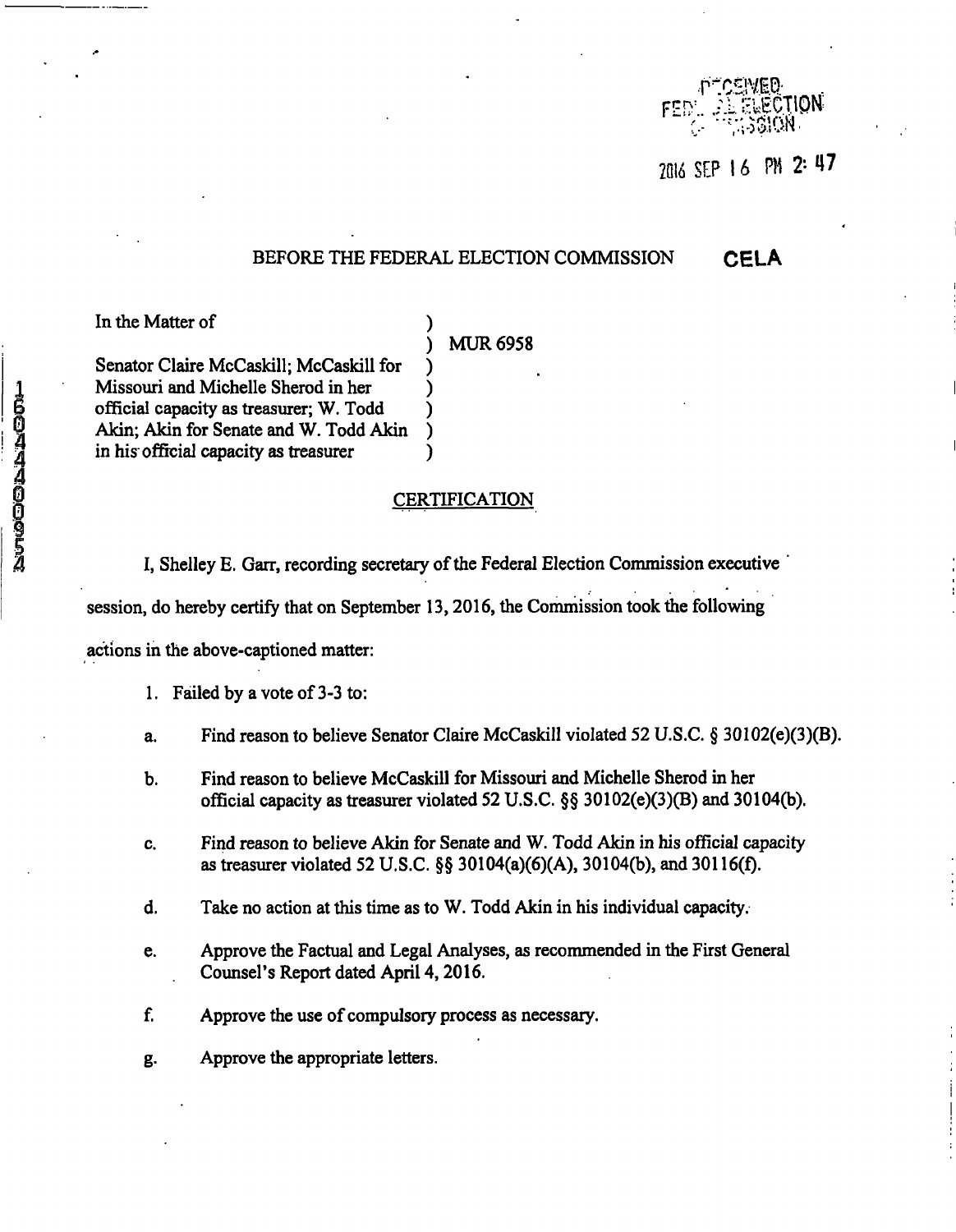RECEIVED
FEDERAL ELECTION
COMMISSION

2016 SEP 16 PM 2:47

BEFORE THE FEDERAL ELECTION COMMISSION **CELA**

In the Matter of

Senator Claire McCaskill; McCaskill for Missouri and Michelle Sherod in her official capacity as treasurer; W. Todd Akin; Akin for Senate and W. Todd Akin in his official capacity as treasurer

) MUR 6958

## CERTIFICATION

I, Shelley E. Garr, recording secretary of the Federal Election Commission executive session, do hereby certify that on September 13, 2016, the Commission took the following actions in the above-captioned matter:

1. Failed by a vote of 3-3 to:

   a. Find reason to believe Senator Claire McCaskill violated 52 U.S.C. § 30102(e)(3)(B).

   b. Find reason to believe McCaskill for Missouri and Michelle Sherod in her official capacity as treasurer violated 52 U.S.C. §§ 30102(e)(3)(B) and 30104(b).

   c. Find reason to believe Akin for Senate and W. Todd Akin in his official capacity as treasurer violated 52 U.S.C. §§ 30104(a)(6)(A), 30104(b), and 30116(f).

   d. Take no action at this time as to W. Todd Akin in his individual capacity.

   e. Approve the Factual and Legal Analyses, as recommended in the First General Counsel's Report dated April 4, 2016.

   f. Approve the use of compulsory process as necessary.

   g. Approve the appropriate letters.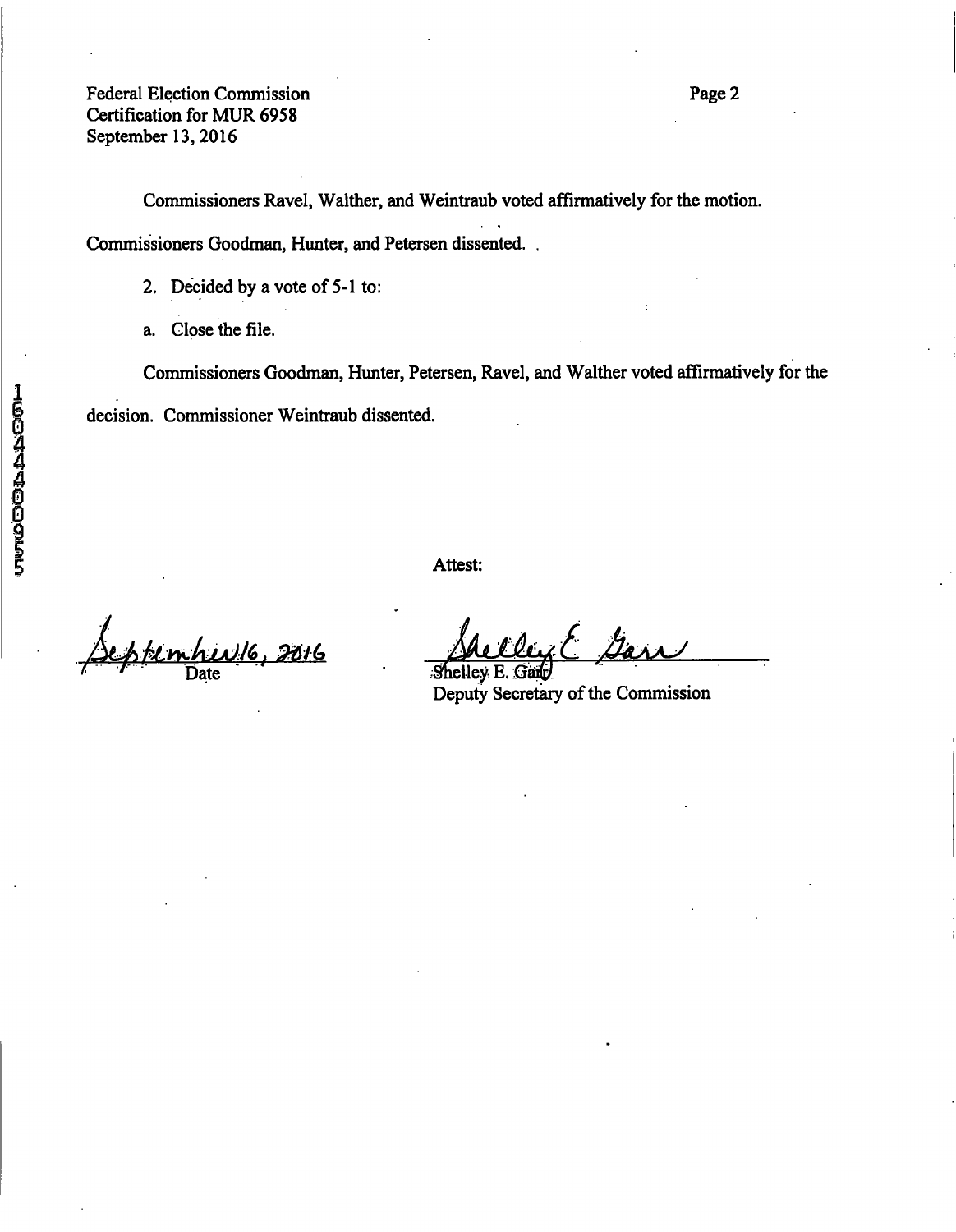Federal Election Commission
Certification for MUR 6958
September 13, 2016

Commissioners Ravel, Walther, and Weintraub voted affirmatively for the motion. Commissioners Goodman, Hunter, and Petersen dissented.

2. Decided by a vote of 5-1 to:

a. Close the file.

Commissioners Goodman, Hunter, Petersen, Ravel, and Walther voted affirmatively for the decision. Commissioner Weintraub dissented.

Attest:

September 16, 2016
Date

Shelley E. Garr
Deputy Secretary of the Commission